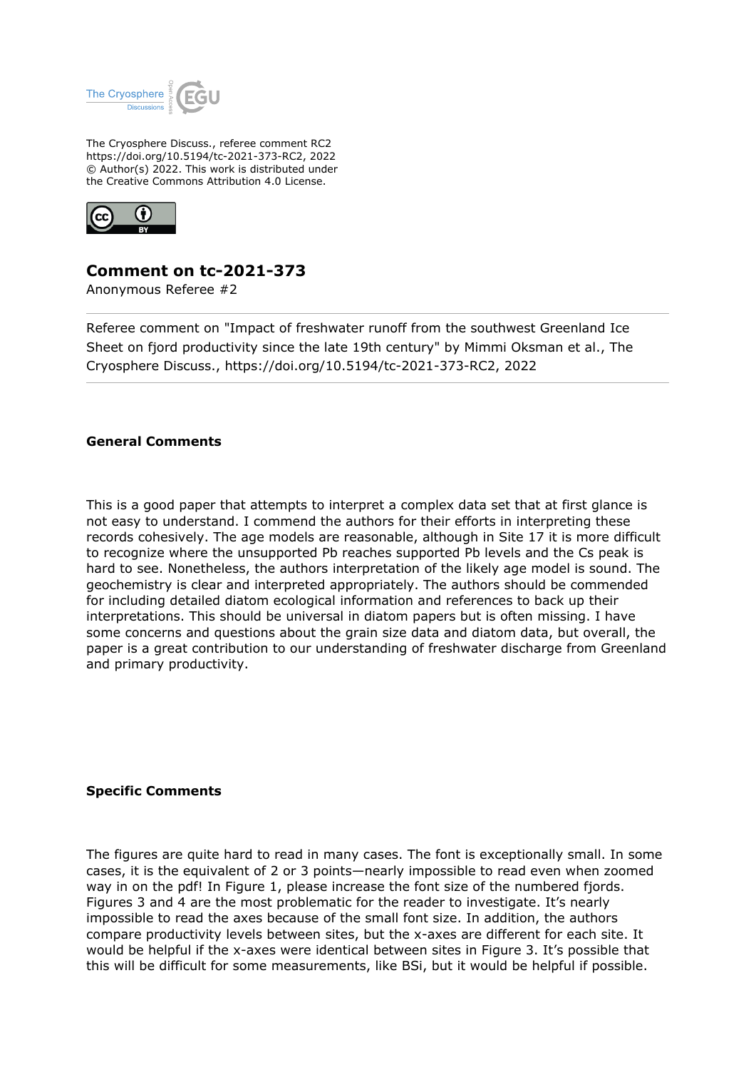The Cryosphere Discuss., referee comment RC2
https://doi.org/10.5194/tc-2021-373-RC2, 2022
© Author(s) 2022. This work is distributed under
the Creative Commons Attribution 4.0 License.

# Comment on tc-2021-373

Anonymous Referee #2

Referee comment on "Impact of freshwater runoff from the southwest Greenland Ice Sheet on fjord productivity since the late 19th century" by Mimmi Oksman et al., The Cryosphere Discuss., https://doi.org/10.5194/tc-2021-373-RC2, 2022

---

## General Comments

This is a good paper that attempts to interpret a complex data set that at first glance is not easy to understand. I commend the authors for their efforts in interpreting these records cohesively. The age models are reasonable, although in Site 17 it is more difficult to recognize where the unsupported Pb reaches supported Pb levels and the Cs peak is hard to see. Nonetheless, the authors interpretation of the likely age model is sound. The geochemistry is clear and interpreted appropriately. The authors should be commended for including detailed diatom ecological information and references to back up their interpretations. This should be universal in diatom papers but is often missing. I have some concerns and questions about the grain size data and diatom data, but overall, the paper is a great contribution to our understanding of freshwater discharge from Greenland and primary productivity.

## Specific Comments

The figures are quite hard to read in many cases. The font is exceptionally small. In some cases, it is the equivalent of 2 or 3 points—nearly impossible to read even when zoomed way in on the pdf! In Figure 1, please increase the font size of the numbered fjords. Figures 3 and 4 are the most problematic for the reader to investigate. It's nearly impossible to read the axes because of the small font size. In addition, the authors compare productivity levels between sites, but the x-axes are different for each site. It would be helpful if the x-axes were identical between sites in Figure 3. It's possible that this will be difficult for some measurements, like BSi, but it would be helpful if possible.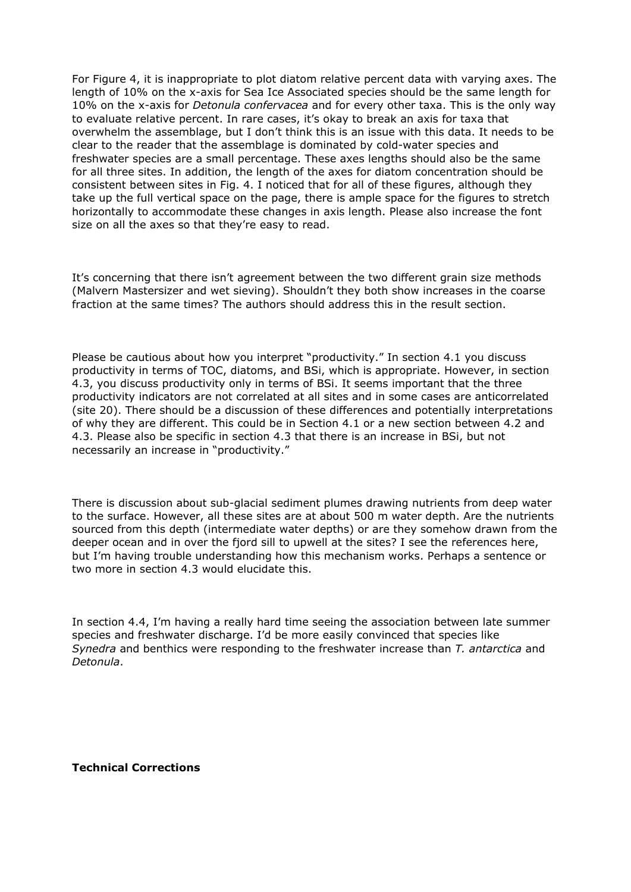For Figure 4, it is inappropriate to plot diatom relative percent data with varying axes. The length of 10% on the x-axis for Sea Ice Associated species should be the same length for 10% on the x-axis for *Detonula confervacea* and for every other taxa. This is the only way to evaluate relative percent. In rare cases, it's okay to break an axis for taxa that overwhelm the assemblage, but I don't think this is an issue with this data. It needs to be clear to the reader that the assemblage is dominated by cold-water species and freshwater species are a small percentage. These axes lengths should also be the same for all three sites. In addition, the length of the axes for diatom concentration should be consistent between sites in Fig. 4. I noticed that for all of these figures, although they take up the full vertical space on the page, there is ample space for the figures to stretch horizontally to accommodate these changes in axis length. Please also increase the font size on all the axes so that they're easy to read.

It's concerning that there isn't agreement between the two different grain size methods (Malvern Mastersizer and wet sieving). Shouldn't they both show increases in the coarse fraction at the same times? The authors should address this in the result section.

Please be cautious about how you interpret "productivity." In section 4.1 you discuss productivity in terms of TOC, diatoms, and BSi, which is appropriate. However, in section 4.3, you discuss productivity only in terms of BSi. It seems important that the three productivity indicators are not correlated at all sites and in some cases are anticorrelated (site 20). There should be a discussion of these differences and potentially interpretations of why they are different. This could be in Section 4.1 or a new section between 4.2 and 4.3. Please also be specific in section 4.3 that there is an increase in BSi, but not necessarily an increase in "productivity."

There is discussion about sub-glacial sediment plumes drawing nutrients from deep water to the surface. However, all these sites are at about 500 m water depth. Are the nutrients sourced from this depth (intermediate water depths) or are they somehow drawn from the deeper ocean and in over the fjord sill to upwell at the sites? I see the references here, but I'm having trouble understanding how this mechanism works. Perhaps a sentence or two more in section 4.3 would elucidate this.

In section 4.4, I'm having a really hard time seeing the association between late summer species and freshwater discharge. I'd be more easily convinced that species like *Synedra* and benthics were responding to the freshwater increase than *T. antarctica* and *Detonula*.

**Technical Corrections**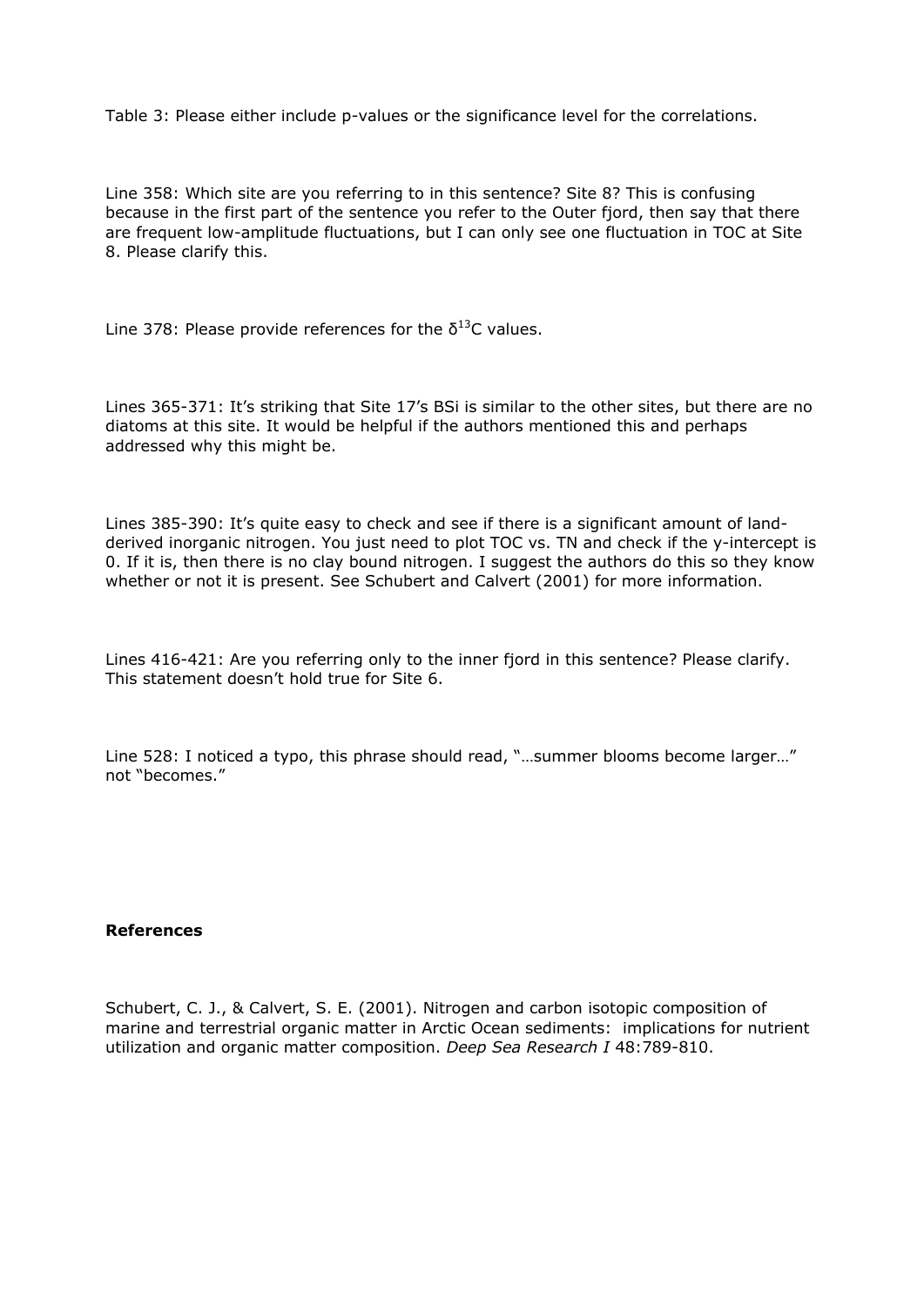Table 3: Please either include p-values or the significance level for the correlations.

Line 358: Which site are you referring to in this sentence? Site 8? This is confusing because in the first part of the sentence you refer to the Outer fjord, then say that there are frequent low-amplitude fluctuations, but I can only see one fluctuation in TOC at Site 8. Please clarify this.

Line 378: Please provide references for the $\delta^{13}C$ values.

Lines 365-371: It's striking that Site 17's BSi is similar to the other sites, but there are no diatoms at this site. It would be helpful if the authors mentioned this and perhaps addressed why this might be.

Lines 385-390: It's quite easy to check and see if there is a significant amount of land-derived inorganic nitrogen. You just need to plot TOC vs. TN and check if the y-intercept is 0. If it is, then there is no clay bound nitrogen. I suggest the authors do this so they know whether or not it is present. See Schubert and Calvert (2001) for more information.

Lines 416-421: Are you referring only to the inner fjord in this sentence? Please clarify. This statement doesn't hold true for Site 6.

Line 528: I noticed a typo, this phrase should read, "…summer blooms become larger…" not "becomes."

**References**

Schubert, C. J., & Calvert, S. E. (2001). Nitrogen and carbon isotopic composition of marine and terrestrial organic matter in Arctic Ocean sediments: implications for nutrient utilization and organic matter composition. *Deep Sea Research I* 48:789-810.